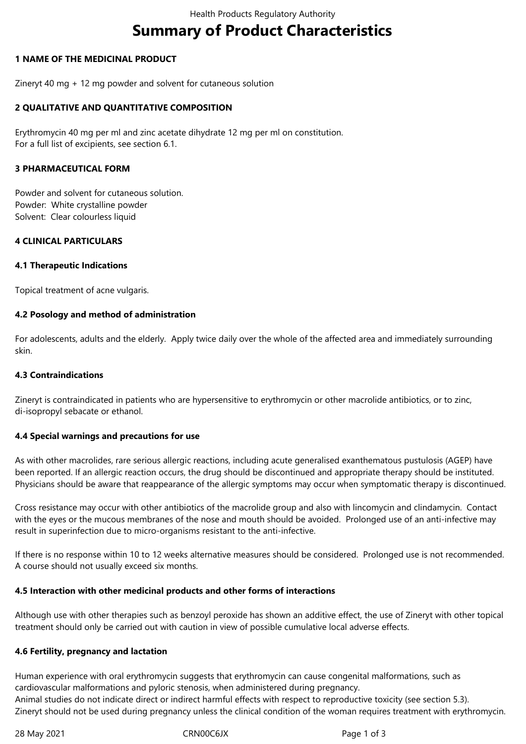# Summary of Product Characteristics

## 1 NAME OF THE MEDICINAL PRODUCT

Zineryt 40 mg + 12 mg powder and solvent for cutaneous solution

## 2 QUALITATIVE AND QUANTITATIVE COMPOSITION

Erythromycin 40 mg per ml and zinc acetate dihydrate 12 mg per ml on constitution.
For a full list of excipients, see section 6.1.

## 3 PHARMACEUTICAL FORM

Powder and solvent for cutaneous solution.
Powder: White crystalline powder
Solvent: Clear colourless liquid

## 4 CLINICAL PARTICULARS

### 4.1 Therapeutic Indications

Topical treatment of acne vulgaris.

### 4.2 Posology and method of administration

For adolescents, adults and the elderly. Apply twice daily over the whole of the affected area and immediately surrounding skin.

### 4.3 Contraindications

Zineryt is contraindicated in patients who are hypersensitive to erythromycin or other macrolide antibiotics, or to zinc, di-isopropyl sebacate or ethanol.

### 4.4 Special warnings and precautions for use

As with other macrolides, rare serious allergic reactions, including acute generalised exanthematous pustulosis (AGEP) have been reported. If an allergic reaction occurs, the drug should be discontinued and appropriate therapy should be instituted. Physicians should be aware that reappearance of the allergic symptoms may occur when symptomatic therapy is discontinued.

Cross resistance may occur with other antibiotics of the macrolide group and also with lincomycin and clindamycin. Contact with the eyes or the mucous membranes of the nose and mouth should be avoided. Prolonged use of an anti-infective may result in superinfection due to micro-organisms resistant to the anti-infective.

If there is no response within 10 to 12 weeks alternative measures should be considered. Prolonged use is not recommended. A course should not usually exceed six months.

### 4.5 Interaction with other medicinal products and other forms of interactions

Although use with other therapies such as benzoyl peroxide has shown an additive effect, the use of Zineryt with other topical treatment should only be carried out with caution in view of possible cumulative local adverse effects.

### 4.6 Fertility, pregnancy and lactation

Human experience with oral erythromycin suggests that erythromycin can cause congenital malformations, such as cardiovascular malformations and pyloric stenosis, when administered during pregnancy.
Animal studies do not indicate direct or indirect harmful effects with respect to reproductive toxicity (see section 5.3).
Zineryt should not be used during pregnancy unless the clinical condition of the woman requires treatment with erythromycin.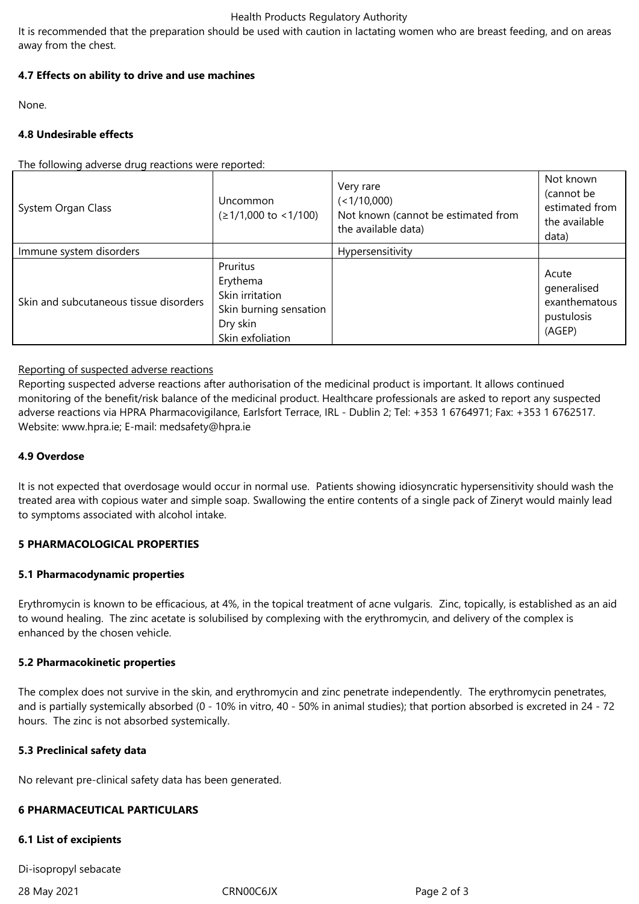It is recommended that the preparation should be used with caution in lactating women who are breast feeding, and on areas away from the chest.

**4.7 Effects on ability to drive and use machines**

None.

**4.8 Undesirable effects**

The following adverse drug reactions were reported:

| System Organ Class | Uncommon (≥1/1,000 to <1/100) | Very rare (<1/10,000) Not known (cannot be estimated from the available data) | Not known (cannot be estimated from the available data) |
|---|---|---|---|
| Immune system disorders | | Hypersensitivity | |
| Skin and subcutaneous tissue disorders | Pruritus<br>Erythema<br>Skin irritation<br>Skin burning sensation<br>Dry skin<br>Skin exfoliation | | Acute generalised exanthematous pustulosis (AGEP) |

Reporting of suspected adverse reactions

Reporting suspected adverse reactions after authorisation of the medicinal product is important. It allows continued monitoring of the benefit/risk balance of the medicinal product. Healthcare professionals are asked to report any suspected adverse reactions via HPRA Pharmacovigilance, Earlsfort Terrace, IRL - Dublin 2; Tel: +353 1 6764971; Fax: +353 1 6762517. Website: www.hpra.ie; E-mail: medsafety@hpra.ie

**4.9 Overdose**

It is not expected that overdosage would occur in normal use. Patients showing idiosyncratic hypersensitivity should wash the treated area with copious water and simple soap. Swallowing the entire contents of a single pack of Zineryt would mainly lead to symptoms associated with alcohol intake.

**5 PHARMACOLOGICAL PROPERTIES**

**5.1 Pharmacodynamic properties**

Erythromycin is known to be efficacious, at 4%, in the topical treatment of acne vulgaris. Zinc, topically, is established as an aid to wound healing. The zinc acetate is solubilised by complexing with the erythromycin, and delivery of the complex is enhanced by the chosen vehicle.

**5.2 Pharmacokinetic properties**

The complex does not survive in the skin, and erythromycin and zinc penetrate independently. The erythromycin penetrates, and is partially systemically absorbed (0 - 10% in vitro, 40 - 50% in animal studies); that portion absorbed is excreted in 24 - 72 hours. The zinc is not absorbed systemically.

**5.3 Preclinical safety data**

No relevant pre-clinical safety data has been generated.

**6 PHARMACEUTICAL PARTICULARS**

**6.1 List of excipients**

Di-isopropyl sebacate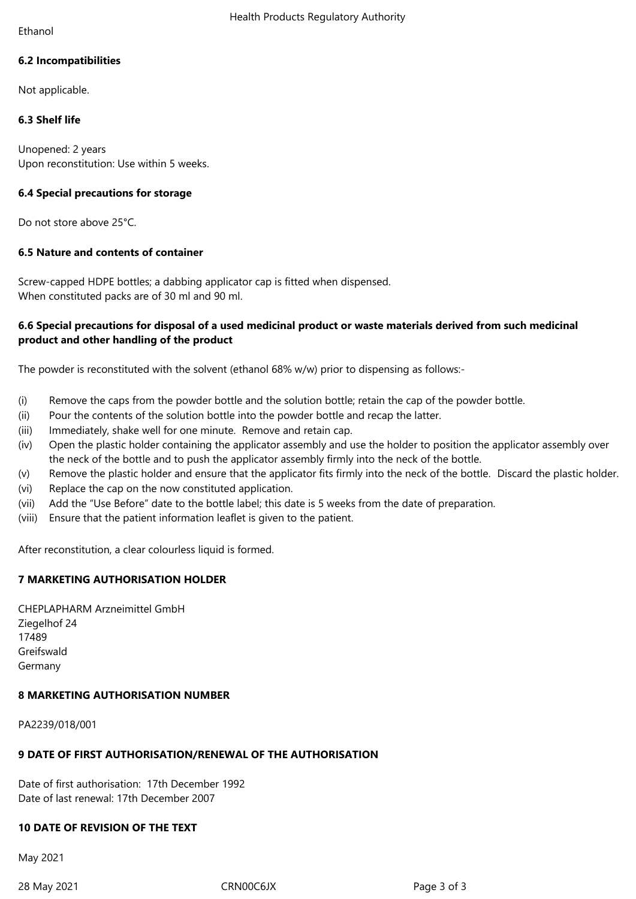Ethanol

**6.2 Incompatibilities**

Not applicable.

**6.3 Shelf life**

Unopened: 2 years
Upon reconstitution: Use within 5 weeks.

**6.4 Special precautions for storage**

Do not store above 25°C.

**6.5 Nature and contents of container**

Screw-capped HDPE bottles; a dabbing applicator cap is fitted when dispensed.
When constituted packs are of 30 ml and 90 ml.

**6.6 Special precautions for disposal of a used medicinal product or waste materials derived from such medicinal product and other handling of the product**

The powder is reconstituted with the solvent (ethanol 68% w/w) prior to dispensing as follows:-

(i) Remove the caps from the powder bottle and the solution bottle; retain the cap of the powder bottle.
(ii) Pour the contents of the solution bottle into the powder bottle and recap the latter.
(iii) Immediately, shake well for one minute. Remove and retain cap.
(iv) Open the plastic holder containing the applicator assembly and use the holder to position the applicator assembly over the neck of the bottle and to push the applicator assembly firmly into the neck of the bottle.
(v) Remove the plastic holder and ensure that the applicator fits firmly into the neck of the bottle. Discard the plastic holder.
(vi) Replace the cap on the now constituted application.
(vii) Add the "Use Before" date to the bottle label; this date is 5 weeks from the date of preparation.
(viii) Ensure that the patient information leaflet is given to the patient.

After reconstitution, a clear colourless liquid is formed.

**7 MARKETING AUTHORISATION HOLDER**

CHEPLAPHARM Arzneimittel GmbH
Ziegelhof 24
17489
Greifswald
Germany

**8 MARKETING AUTHORISATION NUMBER**

PA2239/018/001

**9 DATE OF FIRST AUTHORISATION/RENEWAL OF THE AUTHORISATION**

Date of first authorisation: 17th December 1992
Date of last renewal: 17th December 2007

**10 DATE OF REVISION OF THE TEXT**

May 2021